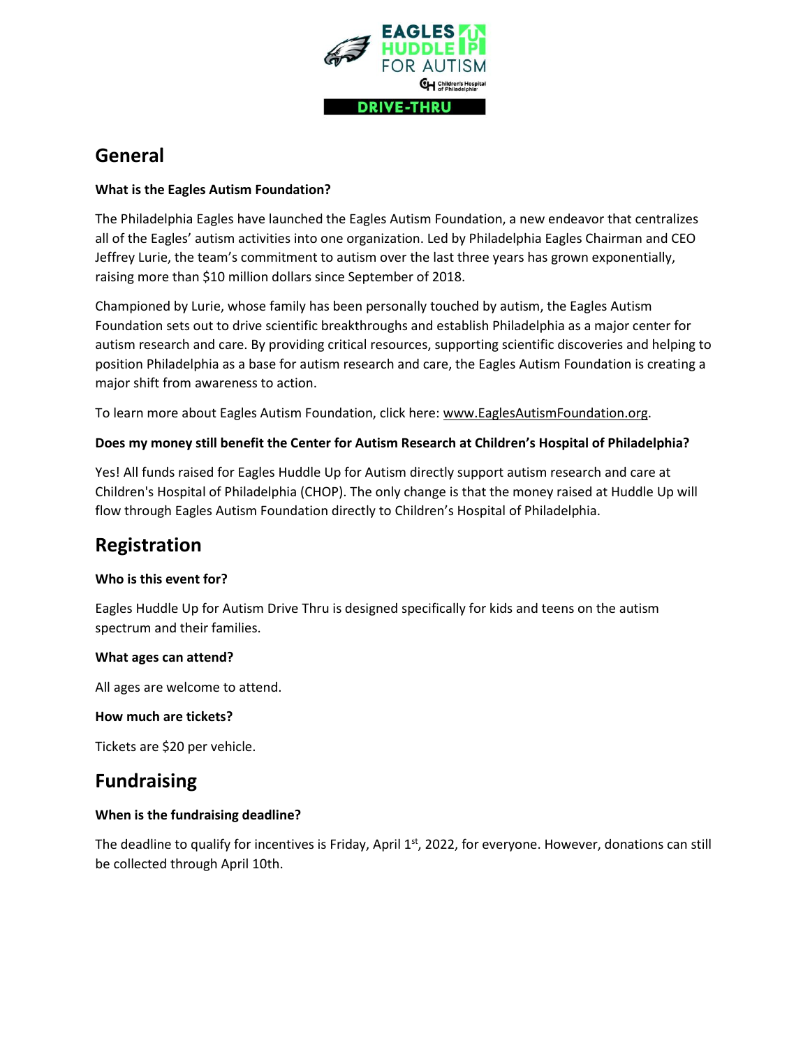## General

**What is the Eagles Autism Foundation?**

The Philadelphia Eagles have launched the Eagles Autism Foundation, a new endeavor that centralizes all of the Eagles' autism activities into one organization. Led by Philadelphia Eagles Chairman and CEO Jeffrey Lurie, the team's commitment to autism over the last three years has grown exponentially, raising more than $10 million dollars since September of 2018.

Championed by Lurie, whose family has been personally touched by autism, the Eagles Autism Foundation sets out to drive scientific breakthroughs and establish Philadelphia as a major center for autism research and care. By providing critical resources, supporting scientific discoveries and helping to position Philadelphia as a base for autism research and care, the Eagles Autism Foundation is creating a major shift from awareness to action.

To learn more about Eagles Autism Foundation, click here: www.EaglesAutismFoundation.org.

**Does my money still benefit the Center for Autism Research at Children's Hospital of Philadelphia?**

Yes! All funds raised for Eagles Huddle Up for Autism directly support autism research and care at Children's Hospital of Philadelphia (CHOP). The only change is that the money raised at Huddle Up will flow through Eagles Autism Foundation directly to Children's Hospital of Philadelphia.

## Registration

**Who is this event for?**

Eagles Huddle Up for Autism Drive Thru is designed specifically for kids and teens on the autism spectrum and their families.

**What ages can attend?**

All ages are welcome to attend.

**How much are tickets?**

Tickets are $20 per vehicle.

## Fundraising

**When is the fundraising deadline?**

The deadline to qualify for incentives is Friday, April 1st, 2022, for everyone. However, donations can still be collected through April 10th.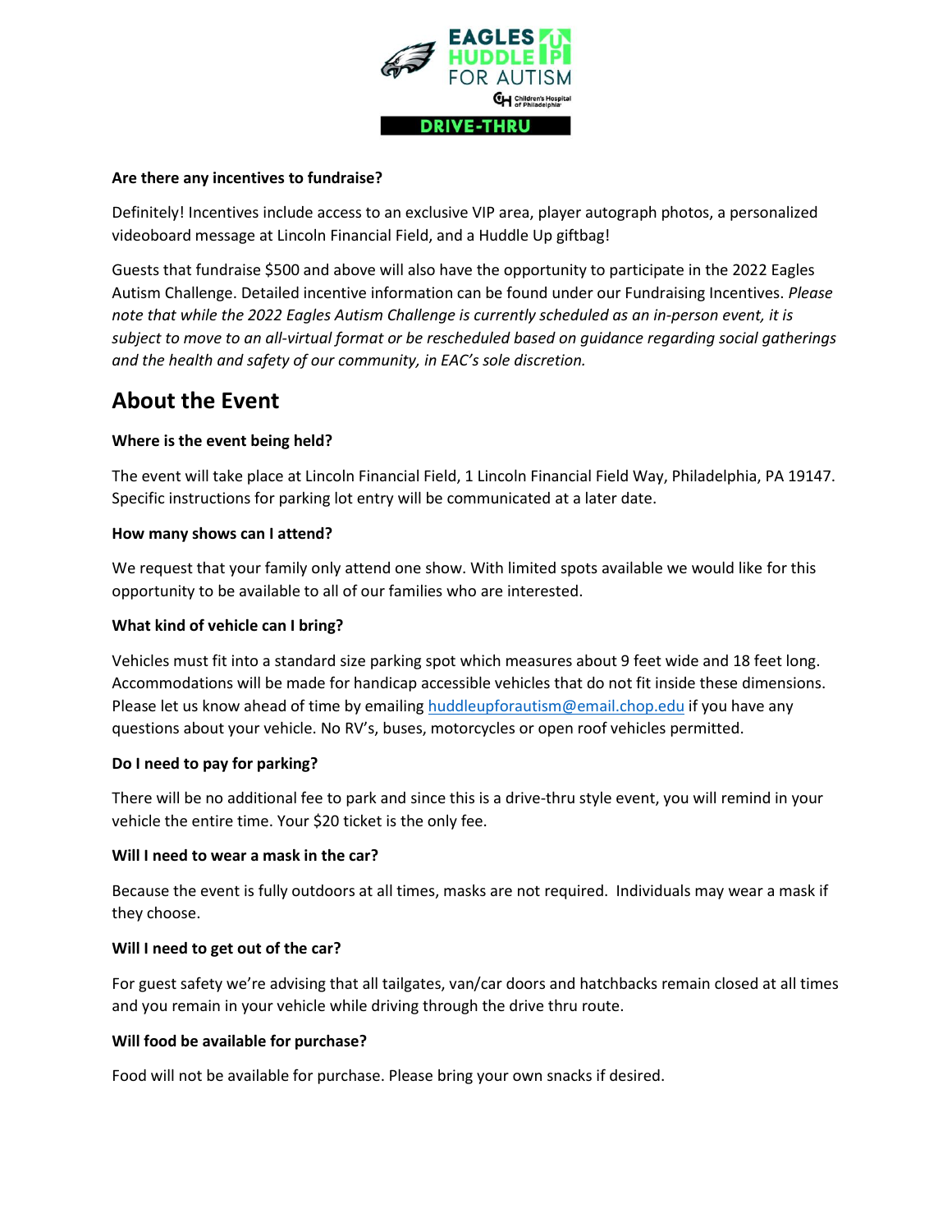**Are there any incentives to fundraise?**

Definitely! Incentives include access to an exclusive VIP area, player autograph photos, a personalized videoboard message at Lincoln Financial Field, and a Huddle Up giftbag!

Guests that fundraise $500 and above will also have the opportunity to participate in the 2022 Eagles Autism Challenge. Detailed incentive information can be found under our Fundraising Incentives. *Please note that while the 2022 Eagles Autism Challenge is currently scheduled as an in-person event, it is subject to move to an all-virtual format or be rescheduled based on guidance regarding social gatherings and the health and safety of our community, in EAC's sole discretion.*

## About the Event

**Where is the event being held?**

The event will take place at Lincoln Financial Field, 1 Lincoln Financial Field Way, Philadelphia, PA 19147. Specific instructions for parking lot entry will be communicated at a later date.

**How many shows can I attend?**

We request that your family only attend one show. With limited spots available we would like for this opportunity to be available to all of our families who are interested.

**What kind of vehicle can I bring?**

Vehicles must fit into a standard size parking spot which measures about 9 feet wide and 18 feet long. Accommodations will be made for handicap accessible vehicles that do not fit inside these dimensions. Please let us know ahead of time by emailing huddleupforautism@email.chop.edu if you have any questions about your vehicle. No RV's, buses, motorcycles or open roof vehicles permitted.

**Do I need to pay for parking?**

There will be no additional fee to park and since this is a drive-thru style event, you will remind in your vehicle the entire time. Your $20 ticket is the only fee.

**Will I need to wear a mask in the car?**

Because the event is fully outdoors at all times, masks are not required. Individuals may wear a mask if they choose.

**Will I need to get out of the car?**

For guest safety we're advising that all tailgates, van/car doors and hatchbacks remain closed at all times and you remain in your vehicle while driving through the drive thru route.

**Will food be available for purchase?**

Food will not be available for purchase. Please bring your own snacks if desired.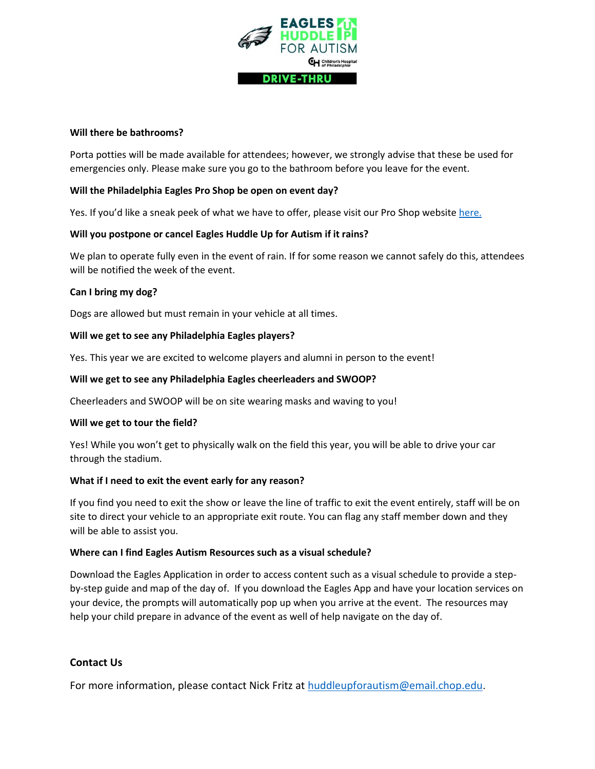**Will there be bathrooms?**

Porta potties will be made available for attendees; however, we strongly advise that these be used for emergencies only. Please make sure you go to the bathroom before you leave for the event.

**Will the Philadelphia Eagles Pro Shop be open on event day?**

Yes. If you'd like a sneak peek of what we have to offer, please visit our Pro Shop website [here.]

**Will you postpone or cancel Eagles Huddle Up for Autism if it rains?**

We plan to operate fully even in the event of rain. If for some reason we cannot safely do this, attendees will be notified the week of the event.

**Can I bring my dog?**

Dogs are allowed but must remain in your vehicle at all times.

**Will we get to see any Philadelphia Eagles players?**

Yes. This year we are excited to welcome players and alumni in person to the event!

**Will we get to see any Philadelphia Eagles cheerleaders and SWOOP?**

Cheerleaders and SWOOP will be on site wearing masks and waving to you!

**Will we get to tour the field?**

Yes! While you won't get to physically walk on the field this year, you will be able to drive your car through the stadium.

**What if I need to exit the event early for any reason?**

If you find you need to exit the show or leave the line of traffic to exit the event entirely, staff will be on site to direct your vehicle to an appropriate exit route. You can flag any staff member down and they will be able to assist you.

**Where can I find Eagles Autism Resources such as a visual schedule?**

Download the Eagles Application in order to access content such as a visual schedule to provide a step-by-step guide and map of the day of. If you download the Eagles App and have your location services on your device, the prompts will automatically pop up when you arrive at the event. The resources may help your child prepare in advance of the event as well of help navigate on the day of.

## Contact Us

For more information, please contact Nick Fritz at huddleupforautism@email.chop.edu.